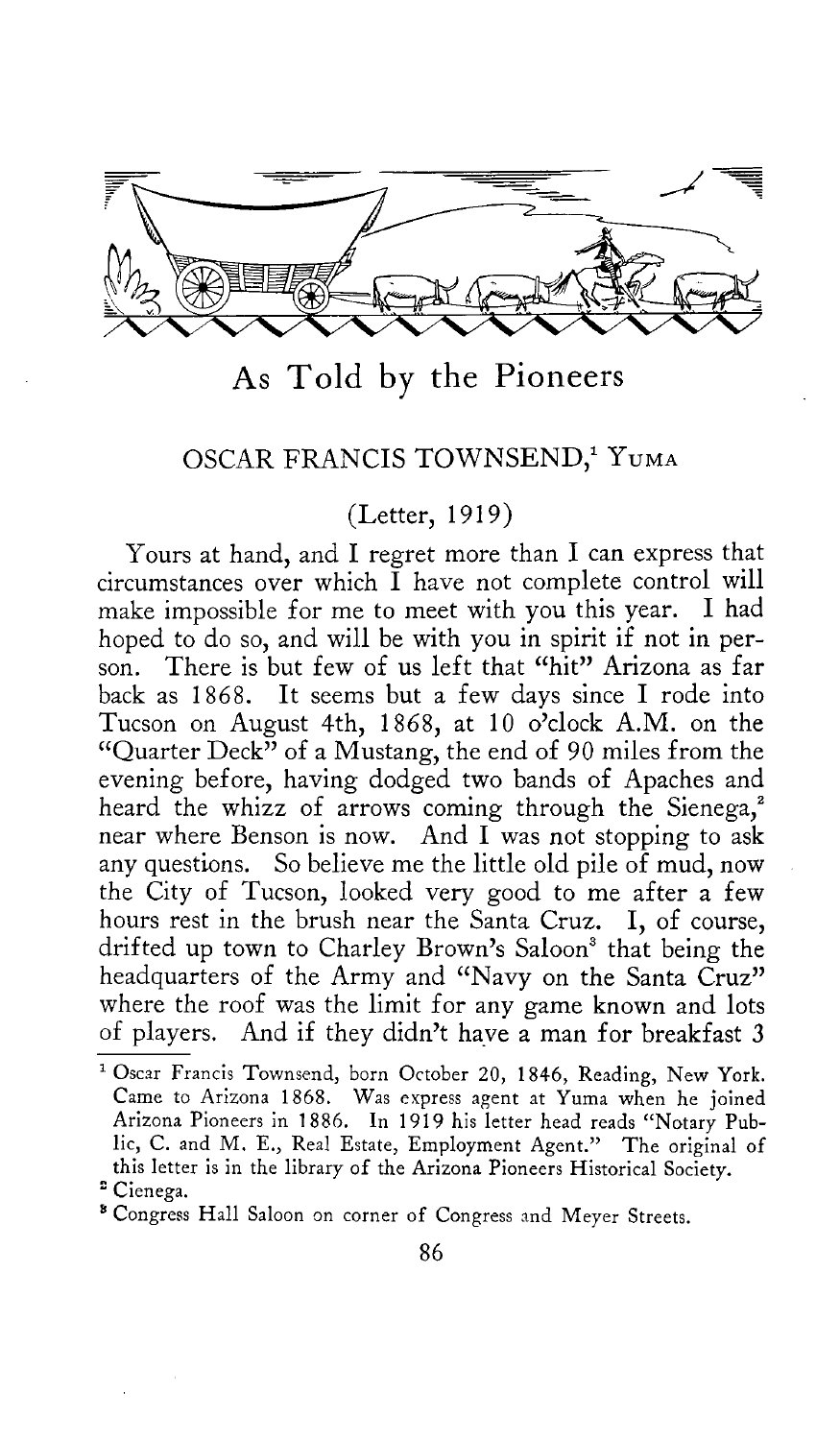# As Told by the Pioneers

## OSCAR FRANCIS TOWNSEND,[1] YUMA

(Letter, 1919)

Yours at hand, and I regret more than I can express that circumstances over which I have not complete control will make impossible for me to meet with you this year. I had hoped to do so, and will be with you in spirit if not in person. There is but few of us left that "hit" Arizona as far back as 1868. It seems but a few days since I rode into Tucson on August 4th, 1868, at 10 o'clock A.M. on the "Quarter Deck" of a Mustang, the end of 90 miles from the evening before, having dodged two bands of Apaches and heard the whizz of arrows coming through the Sienega,[2] near where Benson is now. And I was not stopping to ask any questions. So believe me the little old pile of mud, now the City of Tucson, looked very good to me after a few hours rest in the brush near the Santa Cruz. I, of course, drifted up town to Charley Brown's Saloon[3] that being the headquarters of the Army and "Navy on the Santa Cruz" where the roof was the limit for any game known and lots of players. And if they didn't have a man for breakfast 3

---

[1] Oscar Francis Townsend, born October 20, 1846, Reading, New York. Came to Arizona 1868. Was express agent at Yuma when he joined Arizona Pioneers in 1886. In 1919 his letter head reads "Notary Public, C. and M. E., Real Estate, Employment Agent." The original of this letter is in the library of the Arizona Pioneers Historical Society.

[2] Cienega.

[3] Congress Hall Saloon on corner of Congress and Meyer Streets.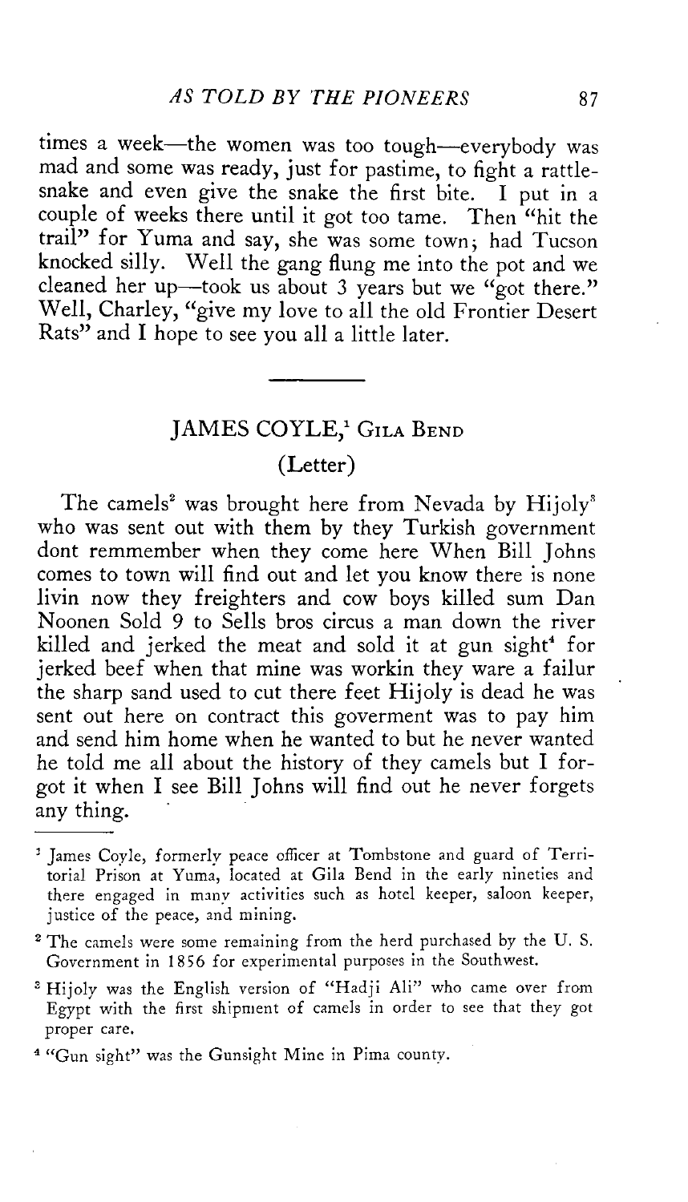times a week—the women was too tough—everybody was mad and some was ready, just for pastime, to fight a rattlesnake and even give the snake the first bite. I put in a couple of weeks there until it got too tame. Then "hit the trail" for Yuma and say, she was some town; had Tucson knocked silly. Well the gang flung me into the pot and we cleaned her up—took us about 3 years but we "got there." Well, Charley, "give my love to all the old Frontier Desert Rats" and I hope to see you all a little later.

---

## JAMES COYLE,[1] Gila Bend

### (Letter)

The camels[2] was brought here from Nevada by Hijoly[3] who was sent out with them by they Turkish government dont remmember when they come here When Bill Johns comes to town will find out and let you know there is none livin now they freighters and cow boys killed sum Dan Noonen Sold 9 to Sells bros circus a man down the river killed and jerked the meat and sold it at gun sight[4] for jerked beef when that mine was workin they ware a failur the sharp sand used to cut there feet Hijoly is dead he was sent out here on contract this goverment was to pay him and send him home when he wanted to but he never wanted he told me all about the history of they camels but I forgot it when I see Bill Johns will find out he never forgets any thing.

---

[1] James Coyle, formerly peace officer at Tombstone and guard of Territorial Prison at Yuma, located at Gila Bend in the early nineties and there engaged in many activities such as hotel keeper, saloon keeper, justice of the peace, and mining.

[2] The camels were some remaining from the herd purchased by the U. S. Government in 1856 for experimental purposes in the Southwest.

[3] Hijoly was the English version of "Hadji Ali" who came over from Egypt with the first shipment of camels in order to see that they got proper care.

[4] "Gun sight" was the Gunsight Mine in Pima county.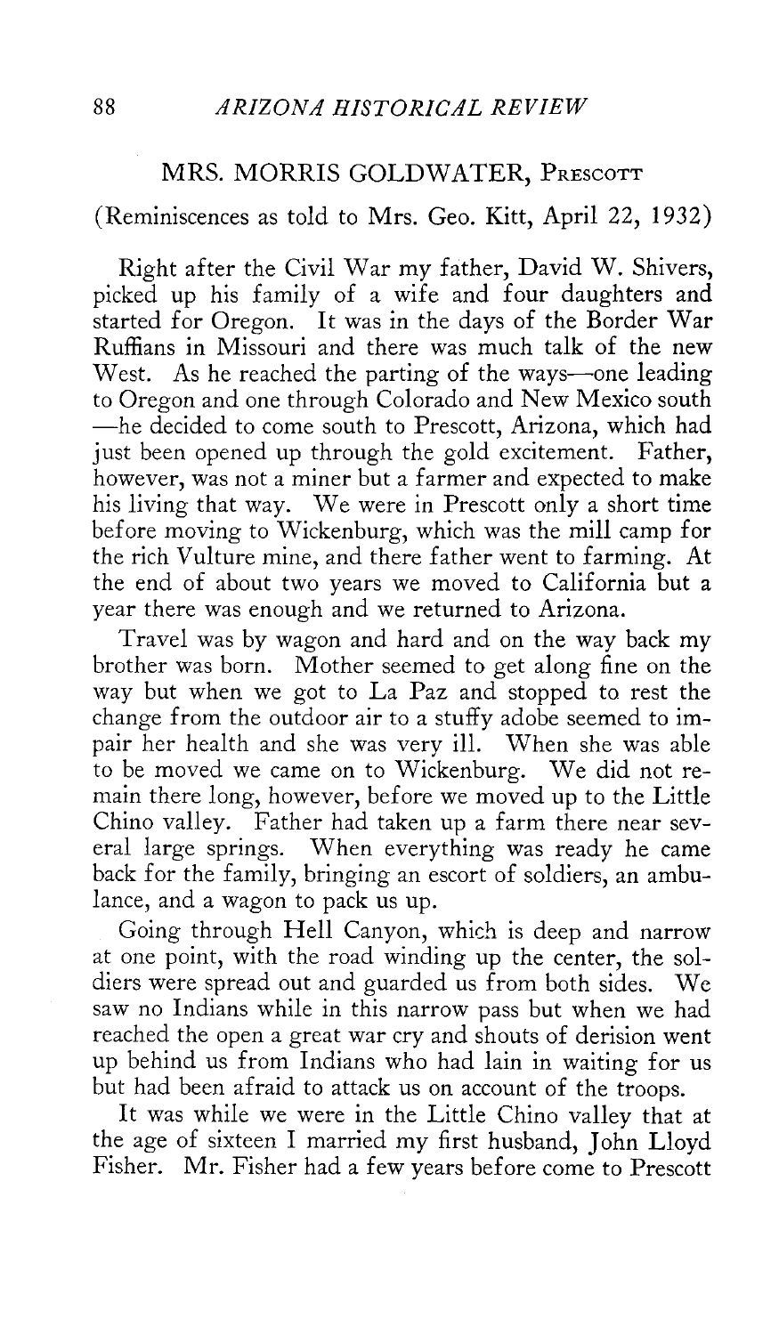## MRS. MORRIS GOLDWATER, Prescott

(Reminiscences as told to Mrs. Geo. Kitt, April 22, 1932)

Right after the Civil War my father, David W. Shivers, picked up his family of a wife and four daughters and started for Oregon. It was in the days of the Border War Ruffians in Missouri and there was much talk of the new West. As he reached the parting of the ways—one leading to Oregon and one through Colorado and New Mexico south—he decided to come south to Prescott, Arizona, which had just been opened up through the gold excitement. Father, however, was not a miner but a farmer and expected to make his living that way. We were in Prescott only a short time before moving to Wickenburg, which was the mill camp for the rich Vulture mine, and there father went to farming. At the end of about two years we moved to California but a year there was enough and we returned to Arizona.

Travel was by wagon and hard and on the way back my brother was born. Mother seemed to get along fine on the way but when we got to La Paz and stopped to rest the change from the outdoor air to a stuffy adobe seemed to impair her health and she was very ill. When she was able to be moved we came on to Wickenburg. We did not remain there long, however, before we moved up to the Little Chino valley. Father had taken up a farm there near several large springs. When everything was ready he came back for the family, bringing an escort of soldiers, an ambulance, and a wagon to pack us up.

Going through Hell Canyon, which is deep and narrow at one point, with the road winding up the center, the soldiers were spread out and guarded us from both sides. We saw no Indians while in this narrow pass but when we had reached the open a great war cry and shouts of derision went up behind us from Indians who had lain in waiting for us but had been afraid to attack us on account of the troops.

It was while we were in the Little Chino valley that at the age of sixteen I married my first husband, John Lloyd Fisher. Mr. Fisher had a few years before come to Prescott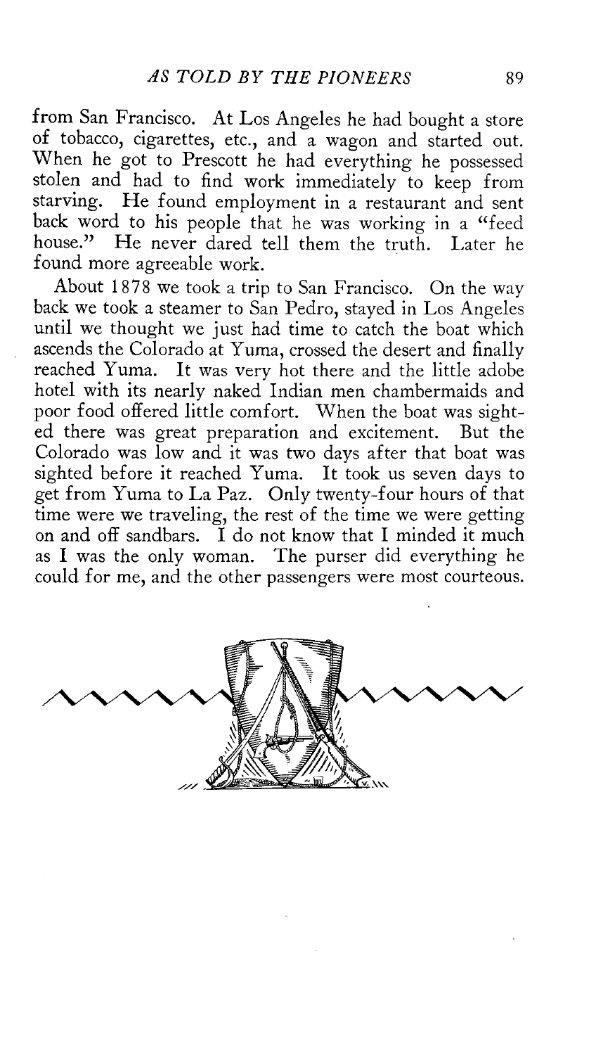from San Francisco. At Los Angeles he had bought a store of tobacco, cigarettes, etc., and a wagon and started out. When he got to Prescott he had everything he possessed stolen and had to find work immediately to keep from starving. He found employment in a restaurant and sent back word to his people that he was working in a "feed house." He never dared tell them the truth. Later he found more agreeable work.

About 1878 we took a trip to San Francisco. On the way back we took a steamer to San Pedro, stayed in Los Angeles until we thought we just had time to catch the boat which ascends the Colorado at Yuma, crossed the desert and finally reached Yuma. It was very hot there and the little adobe hotel with its nearly naked Indian men chambermaids and poor food offered little comfort. When the boat was sighted there was great preparation and excitement. But the Colorado was low and it was two days after that boat was sighted before it reached Yuma. It took us seven days to get from Yuma to La Paz. Only twenty-four hours of that time were we traveling, the rest of the time we were getting on and off sandbars. I do not know that I minded it much as I was the only woman. The purser did everything he could for me, and the other passengers were most courteous.